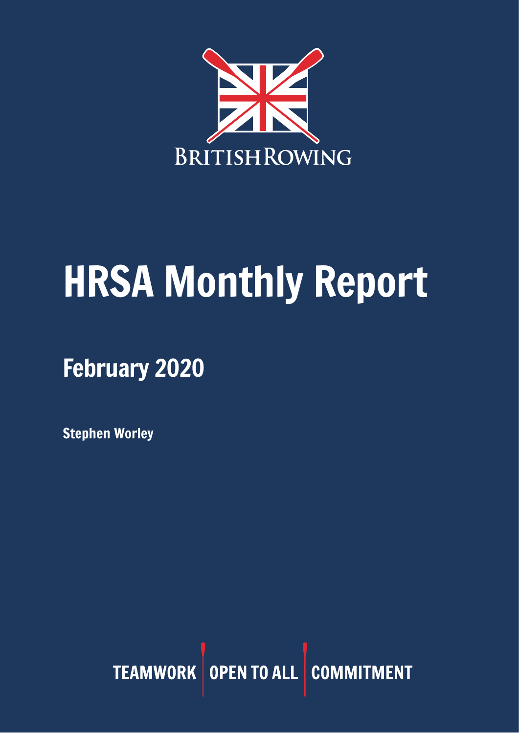BRITISHROWING

# HRSA Monthly Report

## February 2020

**Stephen Worley**

TEAMWORK | OPEN TO ALL | COMMITMENT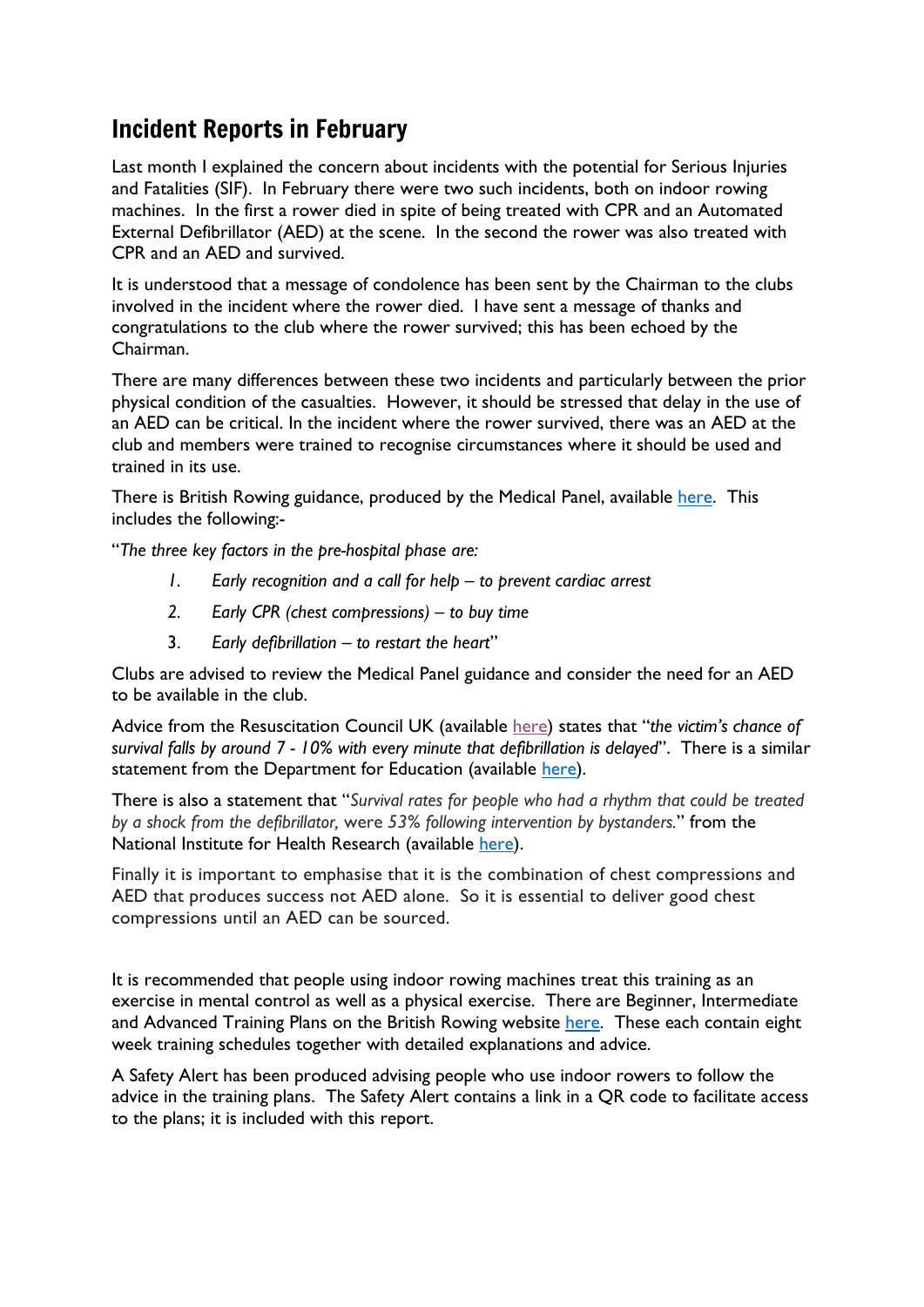## Incident Reports in February

Last month I explained the concern about incidents with the potential for Serious Injuries and Fatalities (SIF). In February there were two such incidents, both on indoor rowing machines. In the first a rower died in spite of being treated with CPR and an Automated External Defibrillator (AED) at the scene. In the second the rower was also treated with CPR and an AED and survived.

It is understood that a message of condolence has been sent by the Chairman to the clubs involved in the incident where the rower died. I have sent a message of thanks and congratulations to the club where the rower survived; this has been echoed by the Chairman.

There are many differences between these two incidents and particularly between the prior physical condition of the casualties. However, it should be stressed that delay in the use of an AED can be critical. In the incident where the rower survived, there was an AED at the club and members were trained to recognise circumstances where it should be used and trained in its use.

There is British Rowing guidance, produced by the Medical Panel, available here. This includes the following:-

"*The three key factors in the pre-hospital phase are:*

1. *Early recognition and a call for help – to prevent cardiac arrest*
2. *Early CPR (chest compressions) – to buy time*
3. *Early defibrillation – to restart the heart*"

Clubs are advised to review the Medical Panel guidance and consider the need for an AED to be available in the club.

Advice from the Resuscitation Council UK (available here) states that "*the victim's chance of survival falls by around 7 - 10% with every minute that defibrillation is delayed*". There is a similar statement from the Department for Education (available here).

There is also a statement that "*Survival rates for people who had a rhythm that could be treated by a shock from the defibrillator,* were *53% following intervention by bystanders.*" from the National Institute for Health Research (available here).

Finally it is important to emphasise that it is the combination of chest compressions and AED that produces success not AED alone. So it is essential to deliver good chest compressions until an AED can be sourced.

It is recommended that people using indoor rowing machines treat this training as an exercise in mental control as well as a physical exercise. There are Beginner, Intermediate and Advanced Training Plans on the British Rowing website here. These each contain eight week training schedules together with detailed explanations and advice.

A Safety Alert has been produced advising people who use indoor rowers to follow the advice in the training plans. The Safety Alert contains a link in a QR code to facilitate access to the plans; it is included with this report.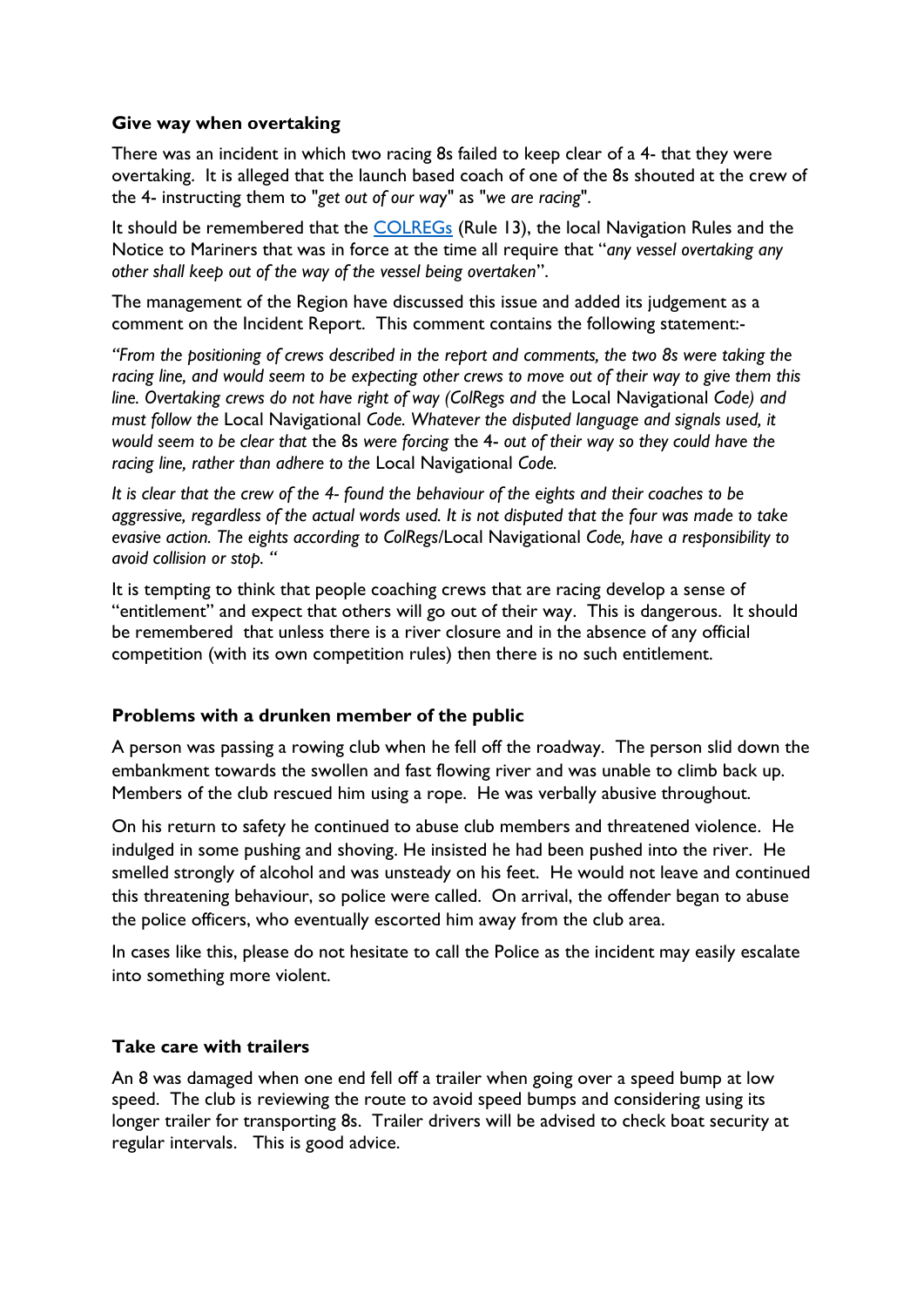**Give way when overtaking**

There was an incident in which two racing 8s failed to keep clear of a 4- that they were overtaking. It is alleged that the launch based coach of one of the 8s shouted at the crew of the 4- instructing them to "*get out of our way*" as "*we are racing*".

It should be remembered that the COLREGs (Rule 13), the local Navigation Rules and the Notice to Mariners that was in force at the time all require that "*any vessel overtaking any other shall keep out of the way of the vessel being overtaken*".

The management of the Region have discussed this issue and added its judgement as a comment on the Incident Report. This comment contains the following statement:-

*"From the positioning of crews described in the report and comments, the two 8s were taking the racing line, and would seem to be expecting other crews to move out of their way to give them this line. Overtaking crews do not have right of way (ColRegs and* the Local Navigational *Code) and must follow the* Local Navigational *Code. Whatever the disputed language and signals used, it would seem to be clear that* the 8s *were forcing* the 4- *out of their way so they could have the racing line, rather than adhere to the* Local Navigational *Code.*

*It is clear that the crew of the 4- found the behaviour of the eights and their coaches to be aggressive, regardless of the actual words used. It is not disputed that the four was made to take evasive action. The eights according to ColRegs/*Local Navigational *Code, have a responsibility to avoid collision or stop. "*

It is tempting to think that people coaching crews that are racing develop a sense of "entitlement" and expect that others will go out of their way. This is dangerous. It should be remembered that unless there is a river closure and in the absence of any official competition (with its own competition rules) then there is no such entitlement.

**Problems with a drunken member of the public**

A person was passing a rowing club when he fell off the roadway. The person slid down the embankment towards the swollen and fast flowing river and was unable to climb back up. Members of the club rescued him using a rope. He was verbally abusive throughout.

On his return to safety he continued to abuse club members and threatened violence. He indulged in some pushing and shoving. He insisted he had been pushed into the river. He smelled strongly of alcohol and was unsteady on his feet. He would not leave and continued this threatening behaviour, so police were called. On arrival, the offender began to abuse the police officers, who eventually escorted him away from the club area.

In cases like this, please do not hesitate to call the Police as the incident may easily escalate into something more violent.

**Take care with trailers**

An 8 was damaged when one end fell off a trailer when going over a speed bump at low speed. The club is reviewing the route to avoid speed bumps and considering using its longer trailer for transporting 8s. Trailer drivers will be advised to check boat security at regular intervals. This is good advice.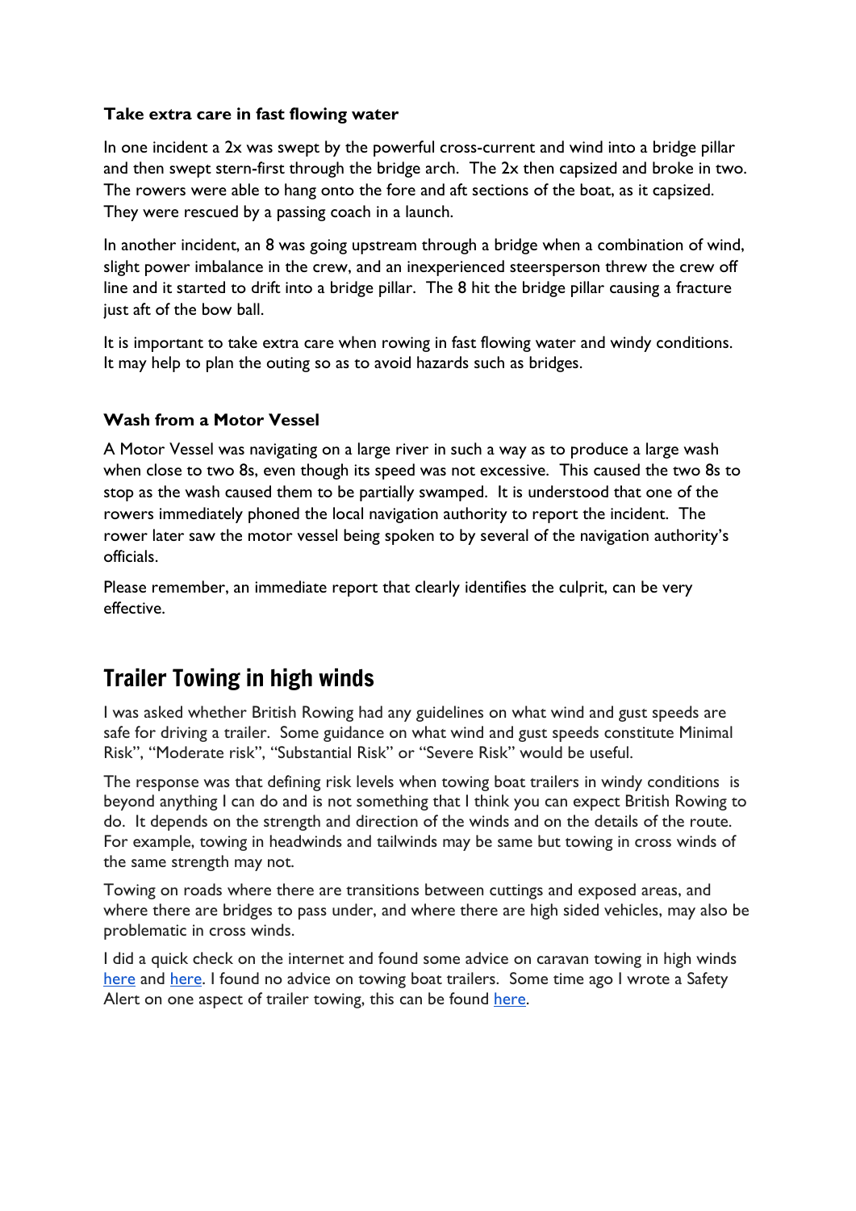**Take extra care in fast flowing water**

In one incident a 2x was swept by the powerful cross-current and wind into a bridge pillar and then swept stern-first through the bridge arch. The 2x then capsized and broke in two. The rowers were able to hang onto the fore and aft sections of the boat, as it capsized. They were rescued by a passing coach in a launch.

In another incident, an 8 was going upstream through a bridge when a combination of wind, slight power imbalance in the crew, and an inexperienced steersperson threw the crew off line and it started to drift into a bridge pillar. The 8 hit the bridge pillar causing a fracture just aft of the bow ball.

It is important to take extra care when rowing in fast flowing water and windy conditions. It may help to plan the outing so as to avoid hazards such as bridges.

**Wash from a Motor Vessel**

A Motor Vessel was navigating on a large river in such a way as to produce a large wash when close to two 8s, even though its speed was not excessive. This caused the two 8s to stop as the wash caused them to be partially swamped. It is understood that one of the rowers immediately phoned the local navigation authority to report the incident. The rower later saw the motor vessel being spoken to by several of the navigation authority's officials.

Please remember, an immediate report that clearly identifies the culprit, can be very effective.

## Trailer Towing in high winds

I was asked whether British Rowing had any guidelines on what wind and gust speeds are safe for driving a trailer. Some guidance on what wind and gust speeds constitute Minimal Risk", "Moderate risk", "Substantial Risk" or "Severe Risk" would be useful.

The response was that defining risk levels when towing boat trailers in windy conditions is beyond anything I can do and is not something that I think you can expect British Rowing to do. It depends on the strength and direction of the winds and on the details of the route. For example, towing in headwinds and tailwinds may be same but towing in cross winds of the same strength may not.

Towing on roads where there are transitions between cuttings and exposed areas, and where there are bridges to pass under, and where there are high sided vehicles, may also be problematic in cross winds.

I did a quick check on the internet and found some advice on caravan towing in high winds here and here. I found no advice on towing boat trailers. Some time ago I wrote a Safety Alert on one aspect of trailer towing, this can be found here.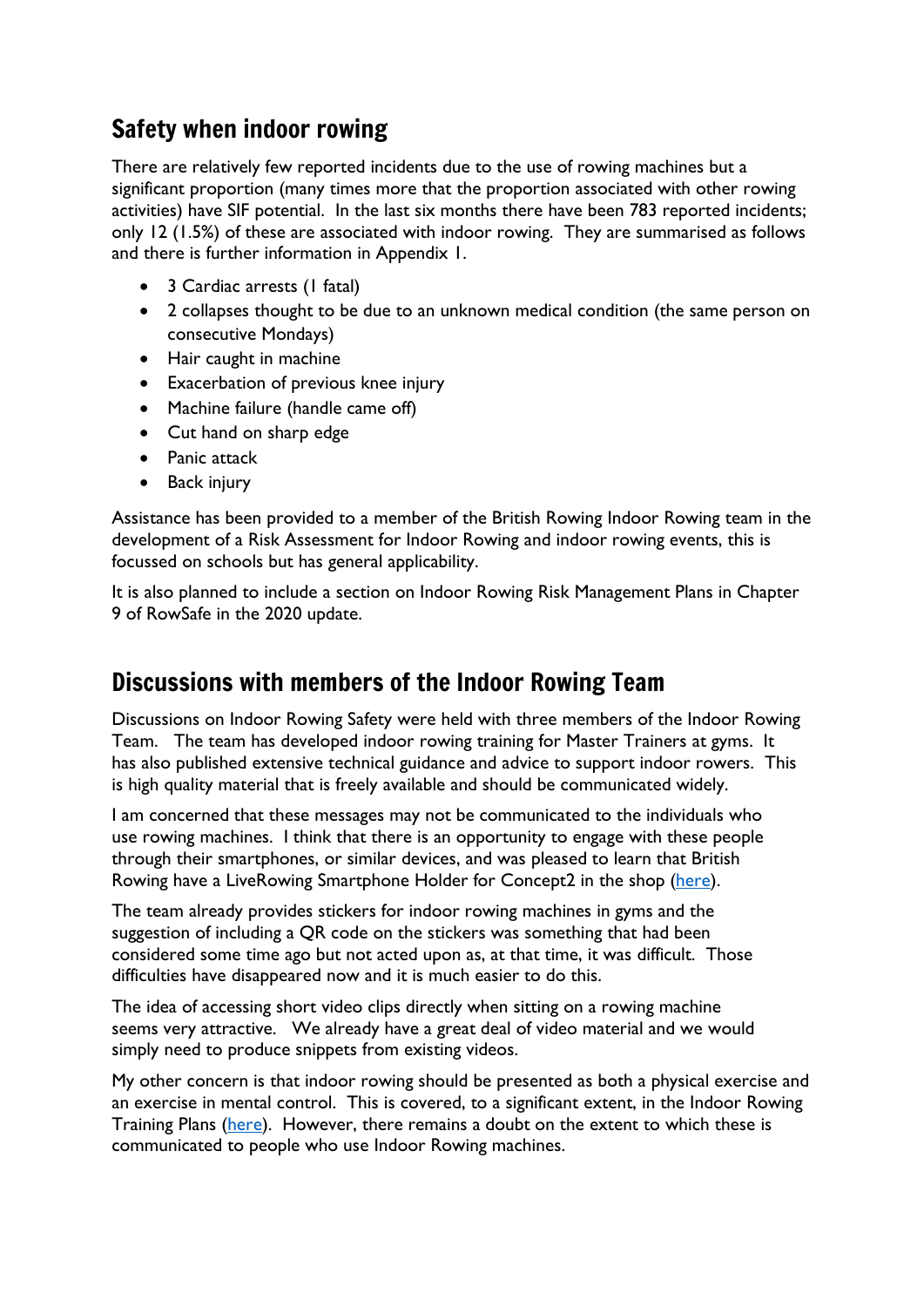## Safety when indoor rowing

There are relatively few reported incidents due to the use of rowing machines but a significant proportion (many times more that the proportion associated with other rowing activities) have SIF potential. In the last six months there have been 783 reported incidents; only 12 (1.5%) of these are associated with indoor rowing. They are summarised as follows and there is further information in Appendix 1.

- 3 Cardiac arrests (1 fatal)
- 2 collapses thought to be due to an unknown medical condition (the same person on consecutive Mondays)
- Hair caught in machine
- Exacerbation of previous knee injury
- Machine failure (handle came off)
- Cut hand on sharp edge
- Panic attack
- Back injury

Assistance has been provided to a member of the British Rowing Indoor Rowing team in the development of a Risk Assessment for Indoor Rowing and indoor rowing events, this is focussed on schools but has general applicability.

It is also planned to include a section on Indoor Rowing Risk Management Plans in Chapter 9 of RowSafe in the 2020 update.

## Discussions with members of the Indoor Rowing Team

Discussions on Indoor Rowing Safety were held with three members of the Indoor Rowing Team. The team has developed indoor rowing training for Master Trainers at gyms. It has also published extensive technical guidance and advice to support indoor rowers. This is high quality material that is freely available and should be communicated widely.

I am concerned that these messages may not be communicated to the individuals who use rowing machines. I think that there is an opportunity to engage with these people through their smartphones, or similar devices, and was pleased to learn that British Rowing have a LiveRowing Smartphone Holder for Concept2 in the shop (here).

The team already provides stickers for indoor rowing machines in gyms and the suggestion of including a QR code on the stickers was something that had been considered some time ago but not acted upon as, at that time, it was difficult. Those difficulties have disappeared now and it is much easier to do this.

The idea of accessing short video clips directly when sitting on a rowing machine seems very attractive. We already have a great deal of video material and we would simply need to produce snippets from existing videos.

My other concern is that indoor rowing should be presented as both a physical exercise and an exercise in mental control. This is covered, to a significant extent, in the Indoor Rowing Training Plans (here). However, there remains a doubt on the extent to which these is communicated to people who use Indoor Rowing machines.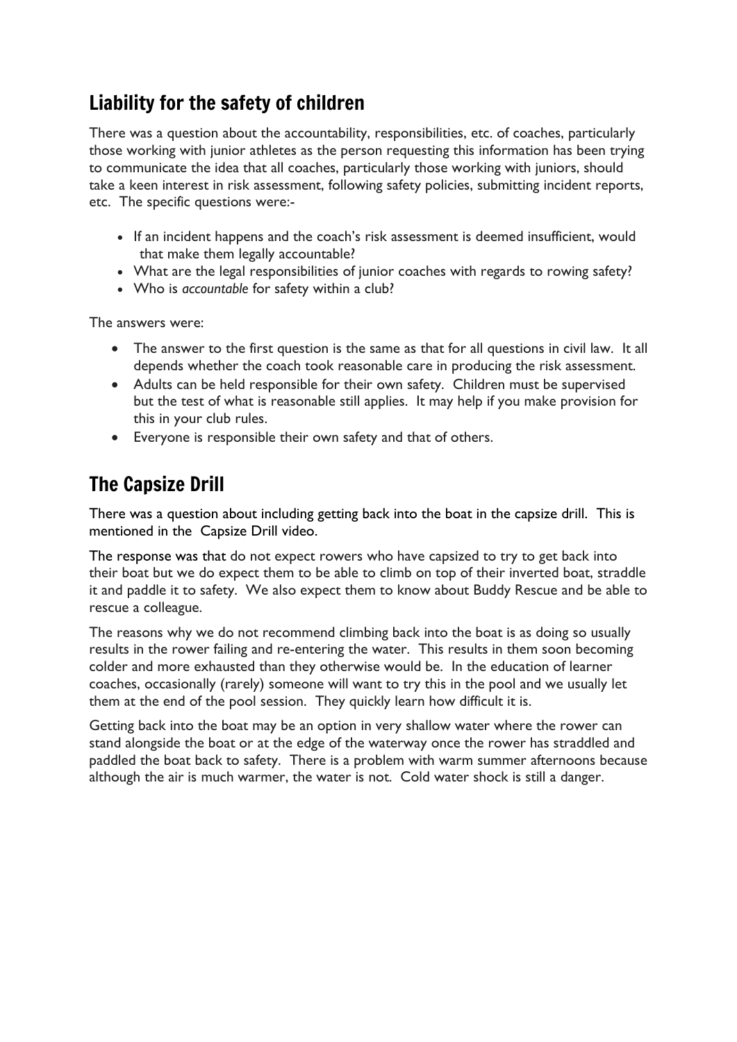## Liability for the safety of children

There was a question about the accountability, responsibilities, etc. of coaches, particularly those working with junior athletes as the person requesting this information has been trying to communicate the idea that all coaches, particularly those working with juniors, should take a keen interest in risk assessment, following safety policies, submitting incident reports, etc. The specific questions were:-

- If an incident happens and the coach's risk assessment is deemed insufficient, would that make them legally accountable?
- What are the legal responsibilities of junior coaches with regards to rowing safety?
- Who is *accountable* for safety within a club?

The answers were:

- The answer to the first question is the same as that for all questions in civil law. It all depends whether the coach took reasonable care in producing the risk assessment.
- Adults can be held responsible for their own safety. Children must be supervised but the test of what is reasonable still applies. It may help if you make provision for this in your club rules.
- Everyone is responsible their own safety and that of others.

## The Capsize Drill

There was a question about including getting back into the boat in the capsize drill. This is mentioned in the Capsize Drill video.

The response was that do not expect rowers who have capsized to try to get back into their boat but we do expect them to be able to climb on top of their inverted boat, straddle it and paddle it to safety. We also expect them to know about Buddy Rescue and be able to rescue a colleague.

The reasons why we do not recommend climbing back into the boat is as doing so usually results in the rower failing and re-entering the water. This results in them soon becoming colder and more exhausted than they otherwise would be. In the education of learner coaches, occasionally (rarely) someone will want to try this in the pool and we usually let them at the end of the pool session. They quickly learn how difficult it is.

Getting back into the boat may be an option in very shallow water where the rower can stand alongside the boat or at the edge of the waterway once the rower has straddled and paddled the boat back to safety. There is a problem with warm summer afternoons because although the air is much warmer, the water is not. Cold water shock is still a danger.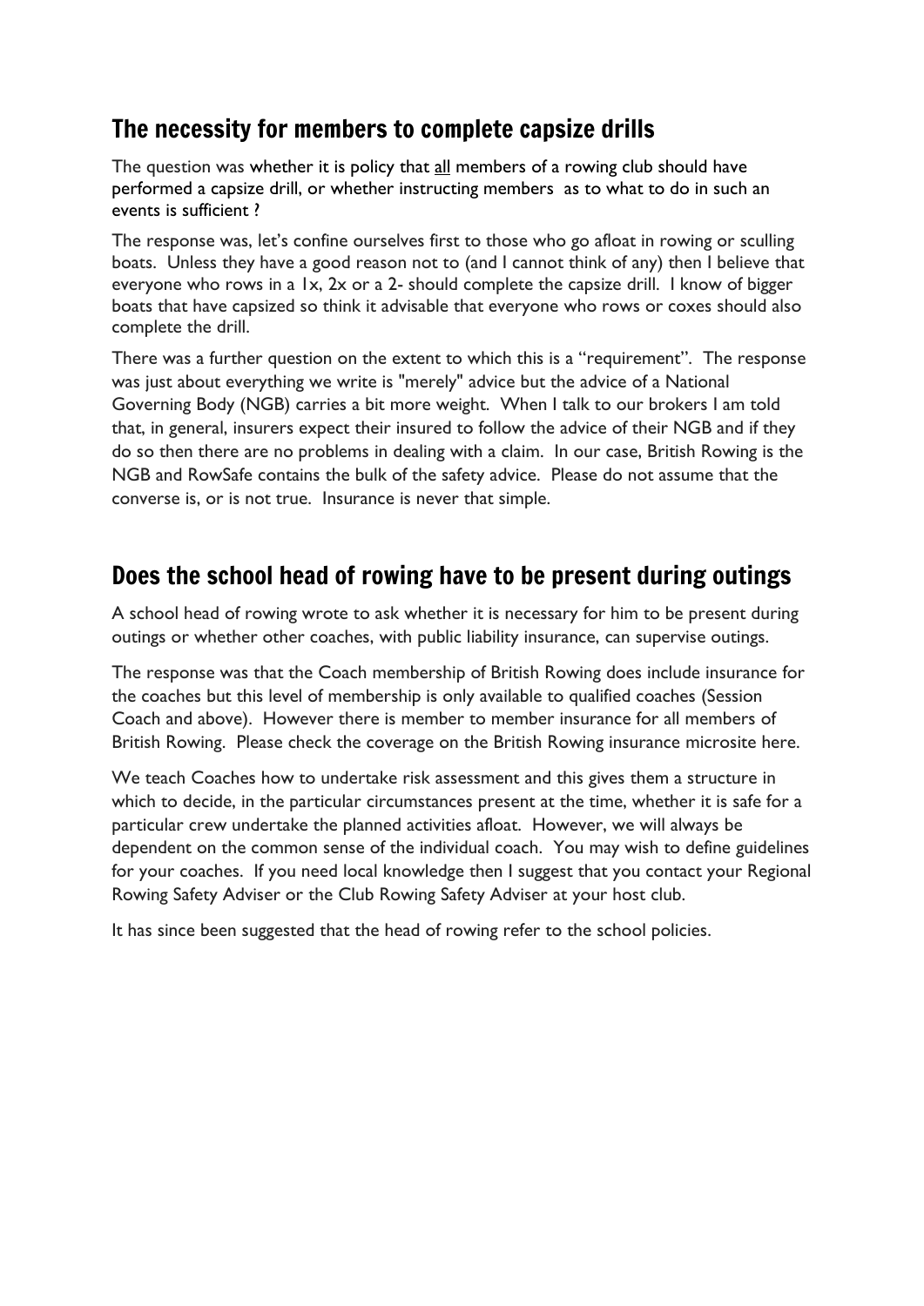## The necessity for members to complete capsize drills

The question was whether it is policy that <u>all</u> members of a rowing club should have performed a capsize drill, or whether instructing members as to what to do in such an events is sufficient ?

The response was, let's confine ourselves first to those who go afloat in rowing or sculling boats. Unless they have a good reason not to (and I cannot think of any) then I believe that everyone who rows in a 1x, 2x or a 2- should complete the capsize drill. I know of bigger boats that have capsized so think it advisable that everyone who rows or coxes should also complete the drill.

There was a further question on the extent to which this is a "requirement". The response was just about everything we write is "merely" advice but the advice of a National Governing Body (NGB) carries a bit more weight. When I talk to our brokers I am told that, in general, insurers expect their insured to follow the advice of their NGB and if they do so then there are no problems in dealing with a claim. In our case, British Rowing is the NGB and RowSafe contains the bulk of the safety advice. Please do not assume that the converse is, or is not true. Insurance is never that simple.

## Does the school head of rowing have to be present during outings

A school head of rowing wrote to ask whether it is necessary for him to be present during outings or whether other coaches, with public liability insurance, can supervise outings.

The response was that the Coach membership of British Rowing does include insurance for the coaches but this level of membership is only available to qualified coaches (Session Coach and above). However there is member to member insurance for all members of British Rowing. Please check the coverage on the British Rowing insurance microsite here.

We teach Coaches how to undertake risk assessment and this gives them a structure in which to decide, in the particular circumstances present at the time, whether it is safe for a particular crew undertake the planned activities afloat. However, we will always be dependent on the common sense of the individual coach. You may wish to define guidelines for your coaches. If you need local knowledge then I suggest that you contact your Regional Rowing Safety Adviser or the Club Rowing Safety Adviser at your host club.

It has since been suggested that the head of rowing refer to the school policies.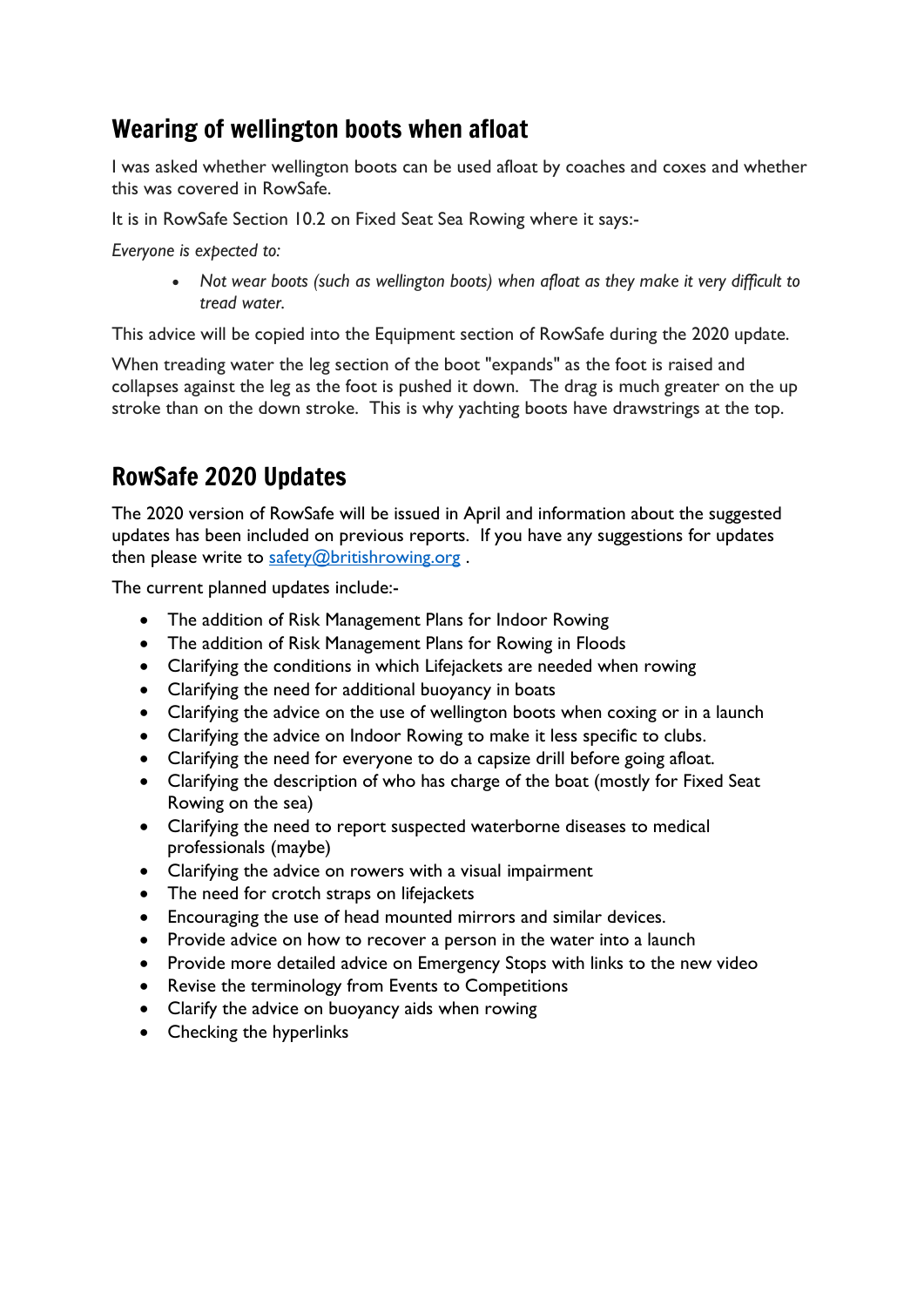## Wearing of wellington boots when afloat

I was asked whether wellington boots can be used afloat by coaches and coxes and whether this was covered in RowSafe.

It is in RowSafe Section 10.2 on Fixed Seat Sea Rowing where it says:-

*Everyone is expected to:*

- *Not wear boots (such as wellington boots) when afloat as they make it very difficult to tread water.*

This advice will be copied into the Equipment section of RowSafe during the 2020 update.

When treading water the leg section of the boot "expands" as the foot is raised and collapses against the leg as the foot is pushed it down. The drag is much greater on the up stroke than on the down stroke. This is why yachting boots have drawstrings at the top.

## RowSafe 2020 Updates

The 2020 version of RowSafe will be issued in April and information about the suggested updates has been included on previous reports. If you have any suggestions for updates then please write to safety@britishrowing.org .

The current planned updates include:-

- The addition of Risk Management Plans for Indoor Rowing
- The addition of Risk Management Plans for Rowing in Floods
- Clarifying the conditions in which Lifejackets are needed when rowing
- Clarifying the need for additional buoyancy in boats
- Clarifying the advice on the use of wellington boots when coxing or in a launch
- Clarifying the advice on Indoor Rowing to make it less specific to clubs.
- Clarifying the need for everyone to do a capsize drill before going afloat.
- Clarifying the description of who has charge of the boat (mostly for Fixed Seat Rowing on the sea)
- Clarifying the need to report suspected waterborne diseases to medical professionals (maybe)
- Clarifying the advice on rowers with a visual impairment
- The need for crotch straps on lifejackets
- Encouraging the use of head mounted mirrors and similar devices.
- Provide advice on how to recover a person in the water into a launch
- Provide more detailed advice on Emergency Stops with links to the new video
- Revise the terminology from Events to Competitions
- Clarify the advice on buoyancy aids when rowing
- Checking the hyperlinks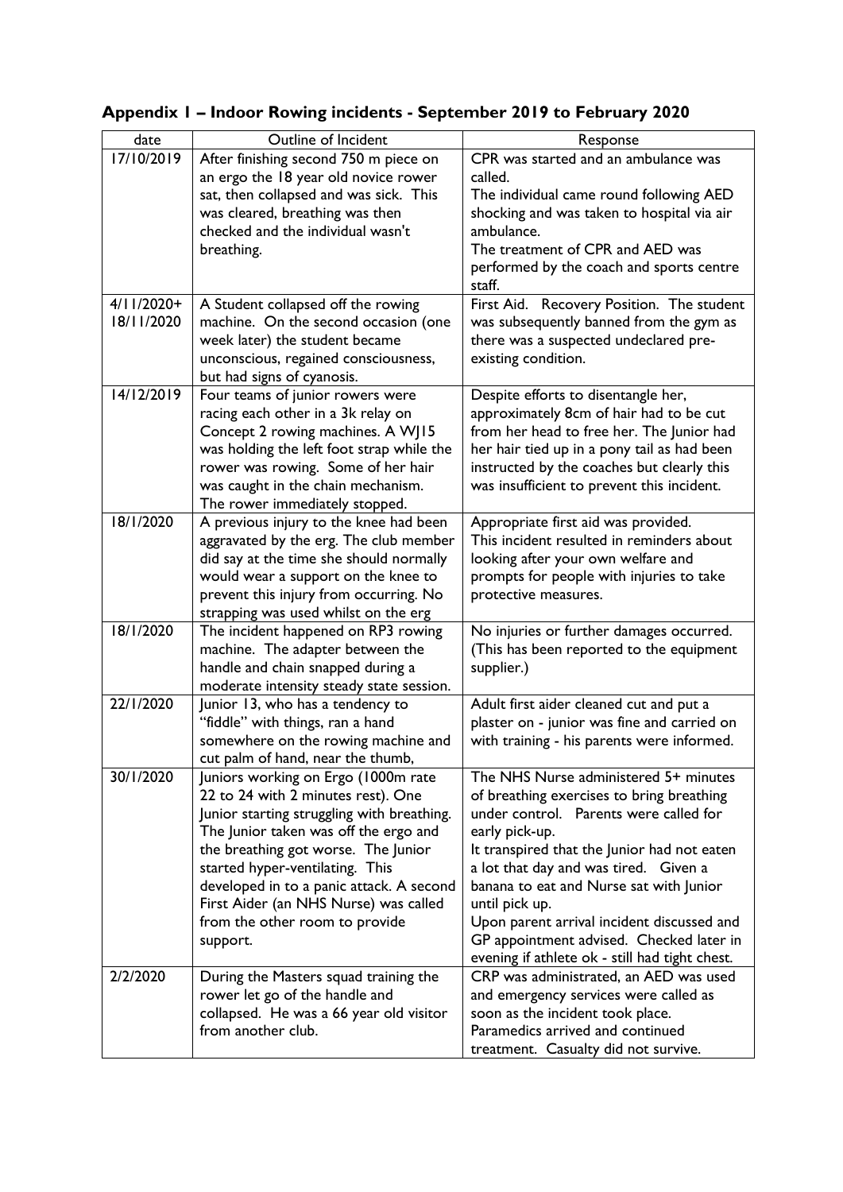## Appendix 1 – Indoor Rowing incidents - September 2019 to February 2020

| date | Outline of Incident | Response |
|---|---|---|
| 17/10/2019 | After finishing second 750 m piece on an ergo the 18 year old novice rower sat, then collapsed and was sick. This was cleared, breathing was then checked and the individual wasn't breathing. | CPR was started and an ambulance was called.<br>The individual came round following AED shocking and was taken to hospital via air ambulance.<br>The treatment of CPR and AED was performed by the coach and sports centre staff. |
| 4/11/2020+ 18/11/2020 | A Student collapsed off the rowing machine. On the second occasion (one week later) the student became unconscious, regained consciousness, but had signs of cyanosis. | First Aid. Recovery Position. The student was subsequently banned from the gym as there was a suspected undeclared pre-existing condition. |
| 14/12/2019 | Four teams of junior rowers were racing each other in a 3k relay on Concept 2 rowing machines. A WJ15 was holding the left foot strap while the rower was rowing. Some of her hair was caught in the chain mechanism. The rower immediately stopped. | Despite efforts to disentangle her, approximately 8cm of hair had to be cut from her head to free her. The Junior had her hair tied up in a pony tail as had been instructed by the coaches but clearly this was insufficient to prevent this incident. |
| 18/1/2020 | A previous injury to the knee had been aggravated by the erg. The club member did say at the time she should normally would wear a support on the knee to prevent this injury from occurring. No strapping was used whilst on the erg | Appropriate first aid was provided.<br>This incident resulted in reminders about looking after your own welfare and prompts for people with injuries to take protective measures. |
| 18/1/2020 | The incident happened on RP3 rowing machine. The adapter between the handle and chain snapped during a moderate intensity steady state session. | No injuries or further damages occurred. (This has been reported to the equipment supplier.) |
| 22/1/2020 | Junior 13, who has a tendency to "fiddle" with things, ran a hand somewhere on the rowing machine and cut palm of hand, near the thumb, | Adult first aider cleaned cut and put a plaster on - junior was fine and carried on with training - his parents were informed. |
| 30/1/2020 | Juniors working on Ergo (1000m rate 22 to 24 with 2 minutes rest). One Junior starting struggling with breathing. The Junior taken was off the ergo and the breathing got worse. The Junior started hyper-ventilating. This developed in to a panic attack. A second First Aider (an NHS Nurse) was called from the other room to provide support. | The NHS Nurse administered 5+ minutes of breathing exercises to bring breathing under control. Parents were called for early pick-up.<br>It transpired that the Junior had not eaten a lot that day and was tired. Given a banana to eat and Nurse sat with Junior until pick up.<br>Upon parent arrival incident discussed and GP appointment advised. Checked later in evening if athlete ok - still had tight chest. |
| 2/2/2020 | During the Masters squad training the rower let go of the handle and collapsed. He was a 66 year old visitor from another club. | CRP was administrated, an AED was used and emergency services were called as soon as the incident took place.<br>Paramedics arrived and continued treatment. Casualty did not survive. |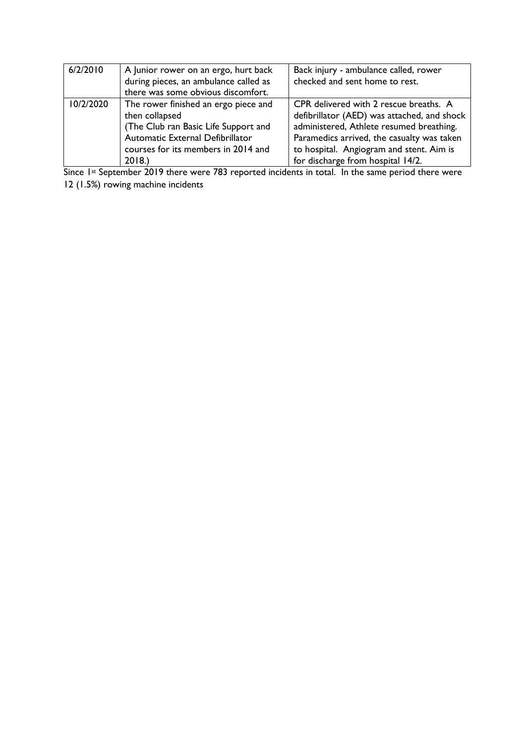| | | |
|---|---|---|
| 6/2/2010 | A Junior rower on an ergo, hurt back during pieces, an ambulance called as there was some obvious discomfort. | Back injury - ambulance called, rower checked and sent home to rest. |
| 10/2/2020 | The rower finished an ergo piece and then collapsed (The Club ran Basic Life Support and Automatic External Defibrillator courses for its members in 2014 and 2018.) | CPR delivered with 2 rescue breaths. A defibrillator (AED) was attached, and shock administered, Athlete resumed breathing. Paramedics arrived, the casualty was taken to hospital. Angiogram and stent. Aim is for discharge from hospital 14/2. |

Since 1st September 2019 there were 783 reported incidents in total. In the same period there were 12 (1.5%) rowing machine incidents